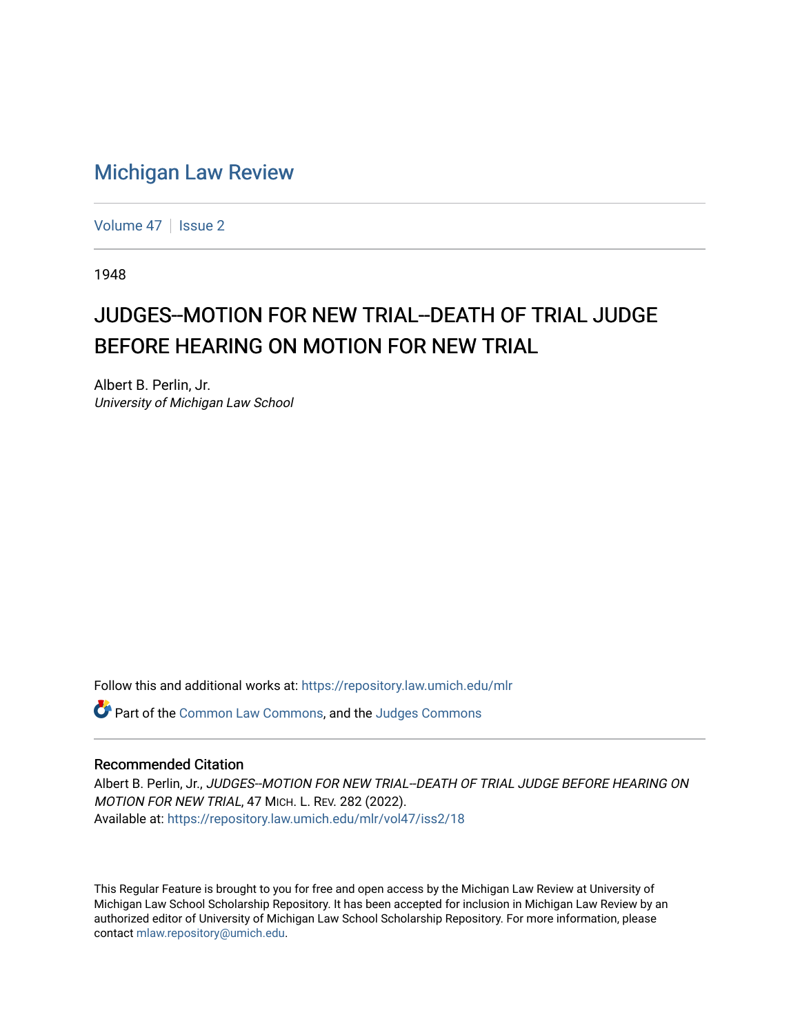# Michigan Law Review

Volume 47 | Issue 2

1948

## JUDGES--MOTION FOR NEW TRIAL--DEATH OF TRIAL JUDGE BEFORE HEARING ON MOTION FOR NEW TRIAL

Albert B. Perlin, Jr.
*University of Michigan Law School*

Follow this and additional works at: https://repository.law.umich.edu/mlr

Part of the Common Law Commons, and the Judges Commons

### Recommended Citation

Albert B. Perlin, Jr., *JUDGES--MOTION FOR NEW TRIAL--DEATH OF TRIAL JUDGE BEFORE HEARING ON MOTION FOR NEW TRIAL*, 47 MICH. L. REV. 282 (2022).
Available at: https://repository.law.umich.edu/mlr/vol47/iss2/18

This Regular Feature is brought to you for free and open access by the Michigan Law Review at University of Michigan Law School Scholarship Repository. It has been accepted for inclusion in Michigan Law Review by an authorized editor of University of Michigan Law School Scholarship Repository. For more information, please contact mlaw.repository@umich.edu.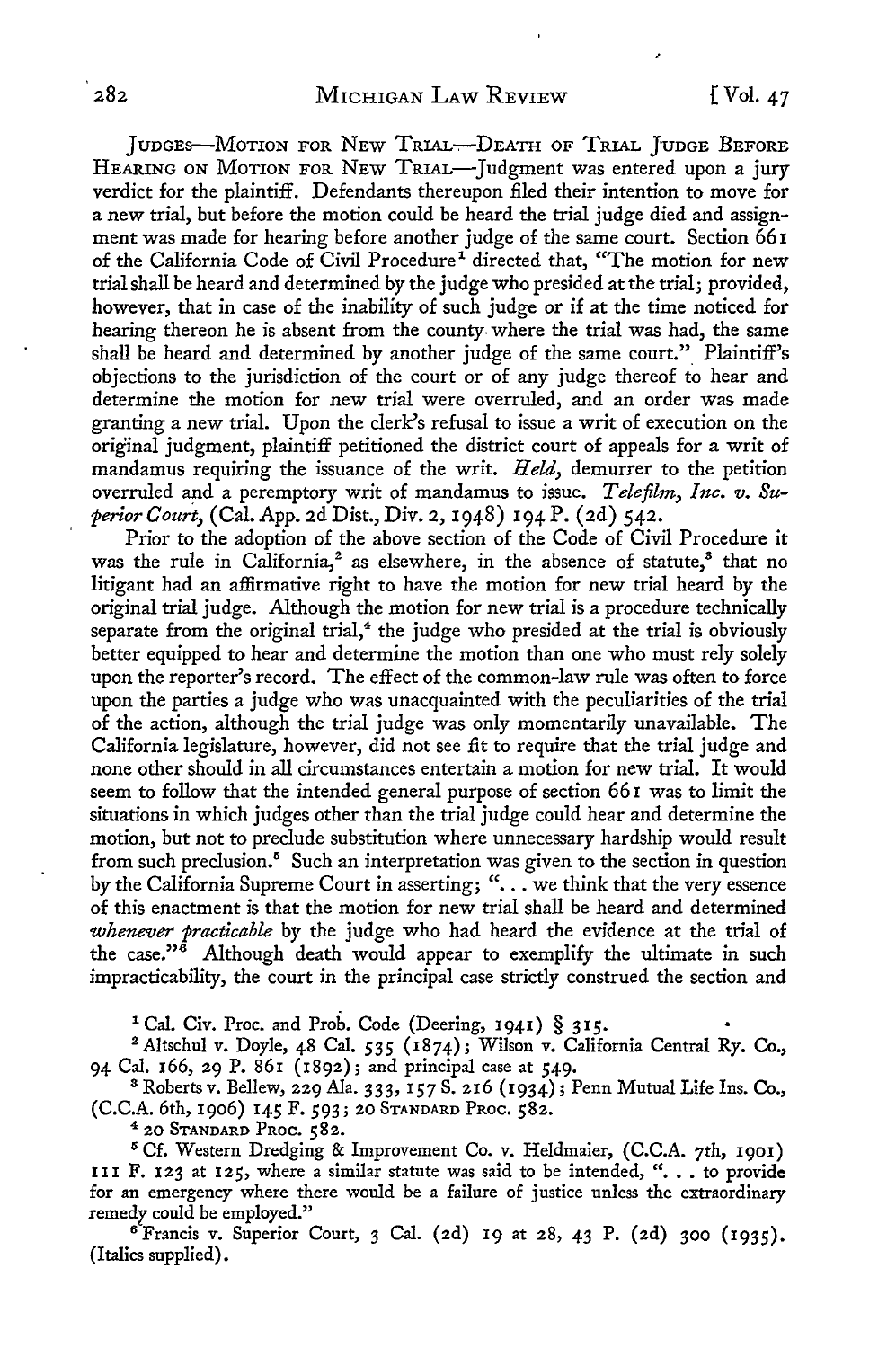JUDGES—MOTION FOR NEW TRIAL—DEATH OF TRIAL JUDGE BEFORE HEARING ON MOTION FOR NEW TRIAL—Judgment was entered upon a jury verdict for the plaintiff. Defendants thereupon filed their intention to move for a new trial, but before the motion could be heard the trial judge died and assignment was made for hearing before another judge of the same court. Section 661 of the California Code of Civil Procedure[1] directed that, "The motion for new trial shall be heard and determined by the judge who presided at the trial; provided, however, that in case of the inability of such judge or if at the time noticed for hearing thereon he is absent from the county where the trial was had, the same shall be heard and determined by another judge of the same court." Plaintiff's objections to the jurisdiction of the court or of any judge thereof to hear and determine the motion for new trial were overruled, and an order was made granting a new trial. Upon the clerk's refusal to issue a writ of execution on the original judgment, plaintiff petitioned the district court of appeals for a writ of mandamus requiring the issuance of the writ. *Held,* demurrer to the petition overruled and a peremptory writ of mandamus to issue. *Telefilm, Inc. v. Superior Court,* (Cal. App. 2d Dist., Div. 2, 1948) 194 P. (2d) 542.

Prior to the adoption of the above section of the Code of Civil Procedure it was the rule in California,[2] as elsewhere, in the absence of statute,[3] that no litigant had an affirmative right to have the motion for new trial heard by the original trial judge. Although the motion for new trial is a procedure technically separate from the original trial,[4] the judge who presided at the trial is obviously better equipped to hear and determine the motion than one who must rely solely upon the reporter's record. The effect of the common-law rule was often to force upon the parties a judge who was unacquainted with the peculiarities of the trial of the action, although the trial judge was only momentarily unavailable. The California legislature, however, did not see fit to require that the trial judge and none other should in all circumstances entertain a motion for new trial. It would seem to follow that the intended general purpose of section 661 was to limit the situations in which judges other than the trial judge could hear and determine the motion, but not to preclude substitution where unnecessary hardship would result from such preclusion.[5] Such an interpretation was given to the section in question by the California Supreme Court in asserting; ". . . we think that the very essence of this enactment is that the motion for new trial shall be heard and determined *whenever practicable* by the judge who had heard the evidence at the trial of the case."[6] Although death would appear to exemplify the ultimate in such impracticability, the court in the principal case strictly construed the section and

[1] Cal. Civ. Proc. and Prob. Code (Deering, 1941) § 315.

[2] Altschul v. Doyle, 48 Cal. 535 (1874); Wilson v. California Central Ry. Co., 94 Cal. 166, 29 P. 861 (1892); and principal case at 549.

[3] Roberts v. Bellew, 229 Ala. 333, 157 S. 216 (1934); Penn Mutual Life Ins. Co., (C.C.A. 6th, 1906) 145 F. 593; 20 STANDARD PROC. 582.

[4] 20 STANDARD PROC. 582.

[5] Cf. Western Dredging & Improvement Co. v. Heldmaier, (C.C.A. 7th, 1901) 111 F. 123 at 125, where a similar statute was said to be intended, ". . . to provide for an emergency where there would be a failure of justice unless the extraordinary remedy could be employed."

[6] Francis v. Superior Court, 3 Cal. (2d) 19 at 28, 43 P. (2d) 300 (1935). (Italics supplied).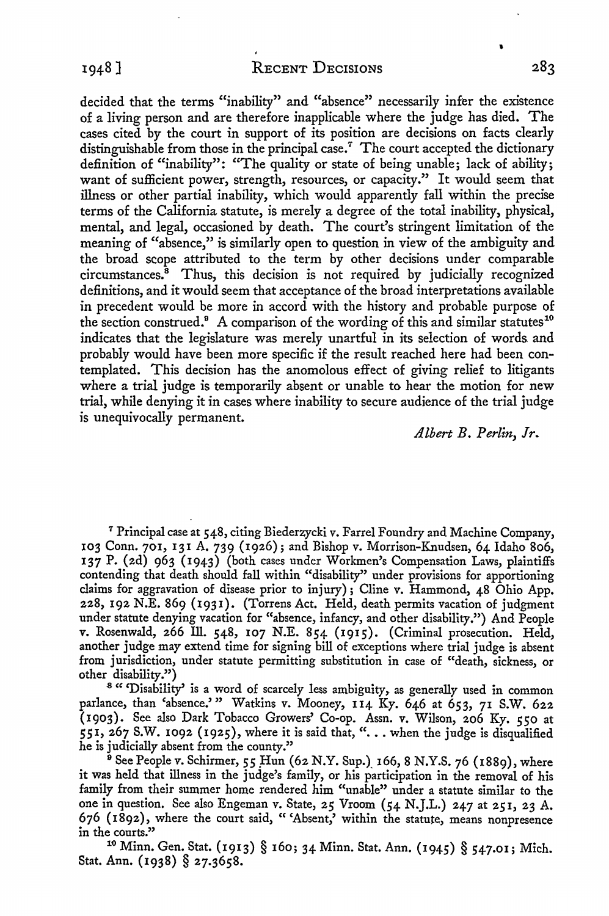decided that the terms "inability" and "absence" necessarily infer the existence of a living person and are therefore inapplicable where the judge has died. The cases cited by the court in support of its position are decisions on facts clearly distinguishable from those in the principal case.[7] The court accepted the dictionary definition of "inability": "The quality or state of being unable; lack of ability; want of sufficient power, strength, resources, or capacity." It would seem that illness or other partial inability, which would apparently fall within the precise terms of the California statute, is merely a degree of the total inability, physical, mental, and legal, occasioned by death. The court's stringent limitation of the meaning of "absence," is similarly open to question in view of the ambiguity and the broad scope attributed to the term by other decisions under comparable circumstances.[8] Thus, this decision is not required by judicially recognized definitions, and it would seem that acceptance of the broad interpretations available in precedent would be more in accord with the history and probable purpose of the section construed.[9] A comparison of the wording of this and similar statutes[10] indicates that the legislature was merely unartful in its selection of words and probably would have been more specific if the result reached here had been contemplated. This decision has the anomolous effect of giving relief to litigants where a trial judge is temporarily absent or unable to hear the motion for new trial, while denying it in cases where inability to secure audience of the trial judge is unequivocally permanent.

*Albert B. Perlin, Jr.*

---

[7] Principal case at 548, citing Biederzycki v. Farrel Foundry and Machine Company, 103 Conn. 701, 131 A. 739 (1926); and Bishop v. Morrison-Knudsen, 64 Idaho 806, 137 P. (2d) 963 (1943) (both cases under Workmen's Compensation Laws, plaintiffs contending that death should fall within "disability" under provisions for apportioning claims for aggravation of disease prior to injury); Cline v. Hammond, 48 Ohio App. 228, 192 N.E. 869 (1931). (Torrens Act. Held, death permits vacation of judgment under statute denying vacation for "absence, infancy, and other disability.") And People v. Rosenwald, 266 Ill. 548, 107 N.E. 854 (1915). (Criminal prosecution. Held, another judge may extend time for signing bill of exceptions where trial judge is absent from jurisdiction, under statute permitting substitution in case of "death, sickness, or other disability.")

[8] "'Disability' is a word of scarcely less ambiguity, as generally used in common parlance, than 'absence.'" Watkins v. Mooney, 114 Ky. 646 at 653, 71 S.W. 622 (1903). See also Dark Tobacco Growers' Co-op. Assn. v. Wilson, 206 Ky. 550 at 551, 267 S.W. 1092 (1925), where it is said that, ". . . when the judge is disqualified he is judicially absent from the county."

[9] See People v. Schirmer, 55 Hun (62 N.Y. Sup.) 166, 8 N.Y.S. 76 (1889), where it was held that illness in the judge's family, or his participation in the removal of his family from their summer home rendered him "unable" under a statute similar to the one in question. See also Engeman v. State, 25 Vroom (54 N.J.L.) 247 at 251, 23 A. 676 (1892), where the court said, "'Absent,' within the statute, means nonpresence in the courts."

[10] Minn. Gen. Stat. (1913) § 160; 34 Minn. Stat. Ann. (1945) § 547.01; Mich. Stat. Ann. (1938) § 27.3658.